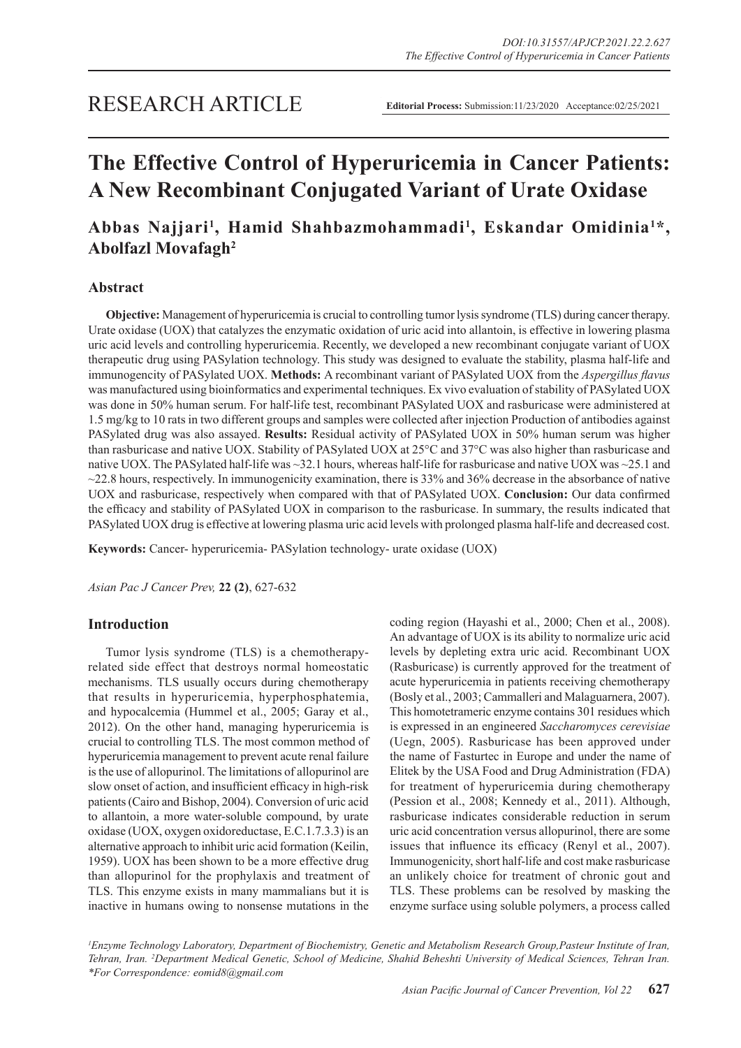RESEARCH ARTICLE

**Editorial Process:** Submission:11/23/2020 Acceptance:02/25/2021

# The Effective Control of Hyperuricemia in Cancer Patients: A New Recombinant Conjugated Variant of Urate Oxidase

**Abbas Najjari[1], Hamid Shahbazmohammadi[1], Eskandar Omidinia[1]*, Abolfazl Movafagh[2]**

## Abstract

**Objective:** Management of hyperuricemia is crucial to controlling tumor lysis syndrome (TLS) during cancer therapy. Urate oxidase (UOX) that catalyzes the enzymatic oxidation of uric acid into allantoin, is effective in lowering plasma uric acid levels and controlling hyperuricemia. Recently, we developed a new recombinant conjugate variant of UOX therapeutic drug using PASylation technology. This study was designed to evaluate the stability, plasma half-life and immunogencity of PASylated UOX. **Methods:** A recombinant variant of PASylated UOX from the *Aspergillus flavus* was manufactured using bioinformatics and experimental techniques. Ex vivo evaluation of stability of PASylated UOX was done in 50% human serum. For half-life test, recombinant PASylated UOX and rasburicase were administered at 1.5 mg/kg to 10 rats in two different groups and samples were collected after injection Production of antibodies against PASylated drug was also assayed. **Results:** Residual activity of PASylated UOX in 50% human serum was higher than rasburicase and native UOX. Stability of PASylated UOX at 25°C and 37°C was also higher than rasburicase and native UOX. The PASylated half-life was ~32.1 hours, whereas half-life for rasburicase and native UOX was ~25.1 and ~22.8 hours, respectively. In immunogenicity examination, there is 33% and 36% decrease in the absorbance of native UOX and rasburicase, respectively when compared with that of PASylated UOX. **Conclusion:** Our data confirmed the efficacy and stability of PASylated UOX in comparison to the rasburicase. In summary, the results indicated that PASylated UOX drug is effective at lowering plasma uric acid levels with prolonged plasma half-life and decreased cost.

**Keywords:** Cancer- hyperuricemia- PASylation technology- urate oxidase (UOX)

*Asian Pac J Cancer Prev,* **22 (2)**, 627-632

## Introduction

Tumor lysis syndrome (TLS) is a chemotherapy-related side effect that destroys normal homeostatic mechanisms. TLS usually occurs during chemotherapy that results in hyperuricemia, hyperphosphatemia, and hypocalcemia (Hummel et al., 2005; Garay et al., 2012). On the other hand, managing hyperuricemia is crucial to controlling TLS. The most common method of hyperuricemia management to prevent acute renal failure is the use of allopurinol. The limitations of allopurinol are slow onset of action, and insufficient efficacy in high-risk patients (Cairo and Bishop, 2004). Conversion of uric acid to allantoin, a more water-soluble compound, by urate oxidase (UOX, oxygen oxidoreductase, E.C.1.7.3.3) is an alternative approach to inhibit uric acid formation (Keilin, 1959). UOX has been shown to be a more effective drug than allopurinol for the prophylaxis and treatment of TLS. This enzyme exists in many mammalians but it is inactive in humans owing to nonsense mutations in the coding region (Hayashi et al., 2000; Chen et al., 2008). An advantage of UOX is its ability to normalize uric acid levels by depleting extra uric acid. Recombinant UOX (Rasburicase) is currently approved for the treatment of acute hyperuricemia in patients receiving chemotherapy (Bosly et al., 2003; Cammalleri and Malaguarnera, 2007). This homotetrameric enzyme contains 301 residues which is expressed in an engineered *Saccharomyces cerevisiae* (Uegn, 2005). Rasburicase has been approved under the name of Fasturtec in Europe and under the name of Elitek by the USA Food and Drug Administration (FDA) for treatment of hyperuricemia during chemotherapy (Pession et al., 2008; Kennedy et al., 2011). Although, rasburicase indicates considerable reduction in serum uric acid concentration versus allopurinol, there are some issues that influence its efficacy (Renyl et al., 2007). Immunogenicity, short half-life and cost make rasburicase an unlikely choice for treatment of chronic gout and TLS. These problems can be resolved by masking the enzyme surface using soluble polymers, a process called

*[1]Enzyme Technology Laboratory, Department of Biochemistry, Genetic and Metabolism Research Group,Pasteur Institute of Iran, Tehran, Iran. [2]Department Medical Genetic, School of Medicine, Shahid Beheshti University of Medical Sciences, Tehran Iran. *For Correspondence: eomid8@gmail.com*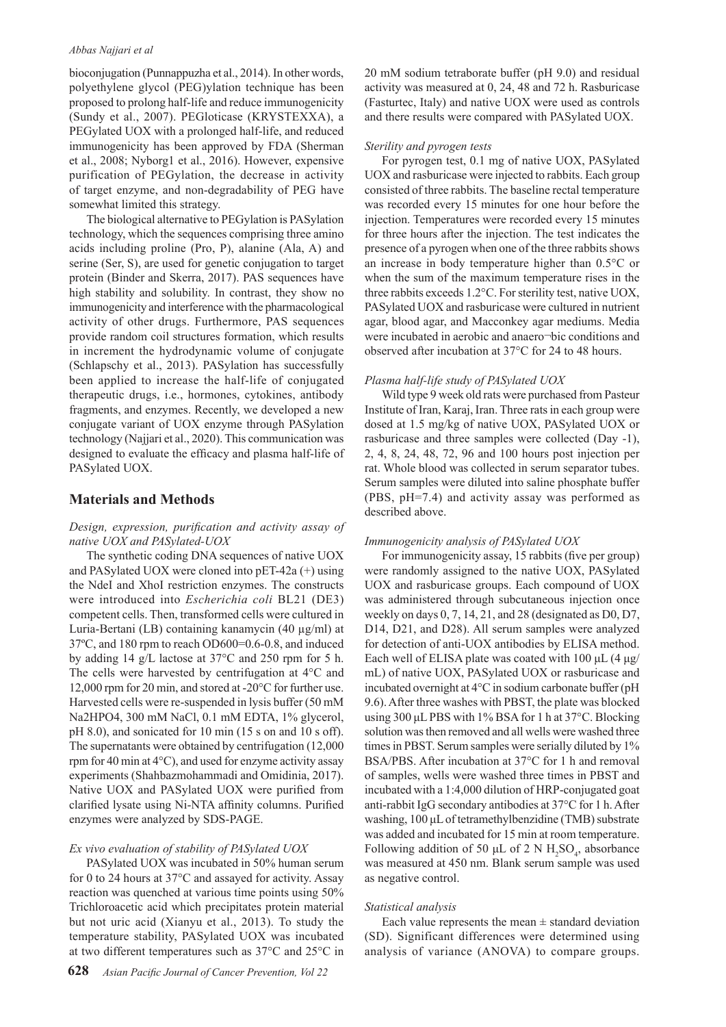bioconjugation (Punnappuzha et al., 2014). In other words, polyethylene glycol (PEG)ylation technique has been proposed to prolong half-life and reduce immunogenicity (Sundy et al., 2007). PEGloticase (KRYSTEXXA), a PEGylated UOX with a prolonged half-life, and reduced immunogenicity has been approved by FDA (Sherman et al., 2008; Nyborg1 et al., 2016). However, expensive purification of PEGylation, the decrease in activity of target enzyme, and non-degradability of PEG have somewhat limited this strategy.

The biological alternative to PEGylation is PASylation technology, which the sequences comprising three amino acids including proline (Pro, P), alanine (Ala, A) and serine (Ser, S), are used for genetic conjugation to target protein (Binder and Skerra, 2017). PAS sequences have high stability and solubility. In contrast, they show no immunogenicity and interference with the pharmacological activity of other drugs. Furthermore, PAS sequences provide random coil structures formation, which results in increment the hydrodynamic volume of conjugate (Schlapschy et al., 2013). PASylation has successfully been applied to increase the half-life of conjugated therapeutic drugs, i.e., hormones, cytokines, antibody fragments, and enzymes. Recently, we developed a new conjugate variant of UOX enzyme through PASylation technology (Najjari et al., 2020). This communication was designed to evaluate the efficacy and plasma half-life of PASylated UOX.

## Materials and Methods

*Design, expression, purification and activity assay of native UOX and PASylated-UOX*

The synthetic coding DNA sequences of native UOX and PASylated UOX were cloned into pET-42a (+) using the NdeI and XhoI restriction enzymes. The constructs were introduced into *Escherichia coli* BL21 (DE3) competent cells. Then, transformed cells were cultured in Luria-Bertani (LB) containing kanamycin (40 µg/ml) at 37ºC, and 180 rpm to reach OD600=0.6-0.8, and induced by adding 14 g/L lactose at 37°C and 250 rpm for 5 h. The cells were harvested by centrifugation at 4°C and 12,000 rpm for 20 min, and stored at -20°C for further use. Harvested cells were re-suspended in lysis buffer (50 mM Na2HPO4, 300 mM NaCl, 0.1 mM EDTA, 1% glycerol, pH 8.0), and sonicated for 10 min (15 s on and 10 s off). The supernatants were obtained by centrifugation (12,000 rpm for 40 min at 4°C), and used for enzyme activity assay experiments (Shahbazmohammadi and Omidinia, 2017). Native UOX and PASylated UOX were purified from clarified lysate using Ni-NTA affinity columns. Purified enzymes were analyzed by SDS-PAGE.

*Ex vivo evaluation of stability of PASylated UOX*

PASylated UOX was incubated in 50% human serum for 0 to 24 hours at 37°C and assayed for activity. Assay reaction was quenched at various time points using 50% Trichloroacetic acid which precipitates protein material but not uric acid (Xianyu et al., 2013). To study the temperature stability, PASylated UOX was incubated at two different temperatures such as 37°C and 25°C in 20 mM sodium tetraborate buffer (pH 9.0) and residual activity was measured at 0, 24, 48 and 72 h. Rasburicase (Fasturtec, Italy) and native UOX were used as controls and there results were compared with PASylated UOX.

*Sterility and pyrogen tests*

For pyrogen test, 0.1 mg of native UOX, PASylated UOX and rasburicase were injected to rabbits. Each group consisted of three rabbits. The baseline rectal temperature was recorded every 15 minutes for one hour before the injection. Temperatures were recorded every 15 minutes for three hours after the injection. The test indicates the presence of a pyrogen when one of the three rabbits shows an increase in body temperature higher than 0.5°C or when the sum of the maximum temperature rises in the three rabbits exceeds 1.2°C. For sterility test, native UOX, PASylated UOX and rasburicase were cultured in nutrient agar, blood agar, and Macconkey agar mediums. Media were incubated in aerobic and anaero¬bic conditions and observed after incubation at 37°C for 24 to 48 hours.

*Plasma half-life study of PASylated UOX*

Wild type 9 week old rats were purchased from Pasteur Institute of Iran, Karaj, Iran. Three rats in each group were dosed at 1.5 mg/kg of native UOX, PASylated UOX or rasburicase and three samples were collected (Day -1), 2, 4, 8, 24, 48, 72, 96 and 100 hours post injection per rat. Whole blood was collected in serum separator tubes. Serum samples were diluted into saline phosphate buffer (PBS, pH=7.4) and activity assay was performed as described above.

*Immunogenicity analysis of PASylated UOX*

For immunogenicity assay, 15 rabbits (five per group) were randomly assigned to the native UOX, PASylated UOX and rasburicase groups. Each compound of UOX was administered through subcutaneous injection once weekly on days 0, 7, 14, 21, and 28 (designated as D0, D7, D14, D21, and D28). All serum samples were analyzed for detection of anti-UOX antibodies by ELISA method. Each well of ELISA plate was coated with 100 µL (4 µg/mL) of native UOX, PASylated UOX or rasburicase and incubated overnight at 4°C in sodium carbonate buffer (pH 9.6). After three washes with PBST, the plate was blocked using 300 µL PBS with 1% BSA for 1 h at 37°C. Blocking solution was then removed and all wells were washed three times in PBST. Serum samples were serially diluted by 1% BSA/PBS. After incubation at 37°C for 1 h and removal of samples, wells were washed three times in PBST and incubated with a 1:4,000 dilution of HRP-conjugated goat anti-rabbit IgG secondary antibodies at 37°C for 1 h. After washing, 100 µL of tetramethylbenzidine (TMB) substrate was added and incubated for 15 min at room temperature. Following addition of 50 µL of 2 N $H_2SO_4$, absorbance was measured at 450 nm. Blank serum sample was used as negative control.

*Statistical analysis*

Each value represents the mean ± standard deviation (SD). Significant differences were determined using analysis of variance (ANOVA) to compare groups.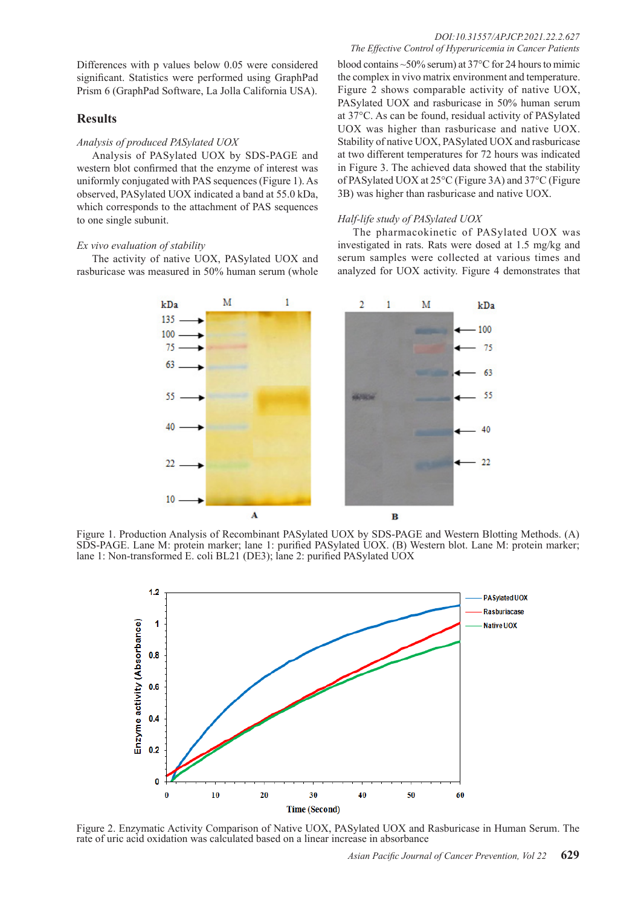Differences with p values below 0.05 were considered significant. Statistics were performed using GraphPad Prism 6 (GraphPad Software, La Jolla California USA).

## Results

*Analysis of produced PASylated UOX*

Analysis of PASylated UOX by SDS-PAGE and western blot confirmed that the enzyme of interest was uniformly conjugated with PAS sequences (Figure 1). As observed, PASylated UOX indicated a band at 55.0 kDa, which corresponds to the attachment of PAS sequences to one single subunit.

*Ex vivo evaluation of stability*

The activity of native UOX, PASylated UOX and rasburicase was measured in 50% human serum (whole blood contains ~50% serum) at 37°C for 24 hours to mimic the complex in vivo matrix environment and temperature. Figure 2 shows comparable activity of native UOX, PASylated UOX and rasburicase in 50% human serum at 37°C. As can be found, residual activity of PASylated UOX was higher than rasburicase and native UOX. Stability of native UOX, PASylated UOX and rasburicase at two different temperatures for 72 hours was indicated in Figure 3. The achieved data showed that the stability of PASylated UOX at 25°C (Figure 3A) and 37°C (Figure 3B) was higher than rasburicase and native UOX.

*Half-life study of PASylated UOX*

The pharmacokinetic of PASylated UOX was investigated in rats. Rats were dosed at 1.5 mg/kg and serum samples were collected at various times and analyzed for UOX activity. Figure 4 demonstrates that

Figure 1. Production Analysis of Recombinant PASylated UOX by SDS-PAGE and Western Blotting Methods. (A) SDS-PAGE. Lane M: protein marker; lane 1: purified PASylated UOX. (B) Western blot. Lane M: protein marker; lane 1: Non-transformed E. coli BL21 (DE3); lane 2: purified PASylated UOX

Figure 2. Enzymatic Activity Comparison of Native UOX, PASylated UOX and Rasburicase in Human Serum. The rate of uric acid oxidation was calculated based on a linear increase in absorbance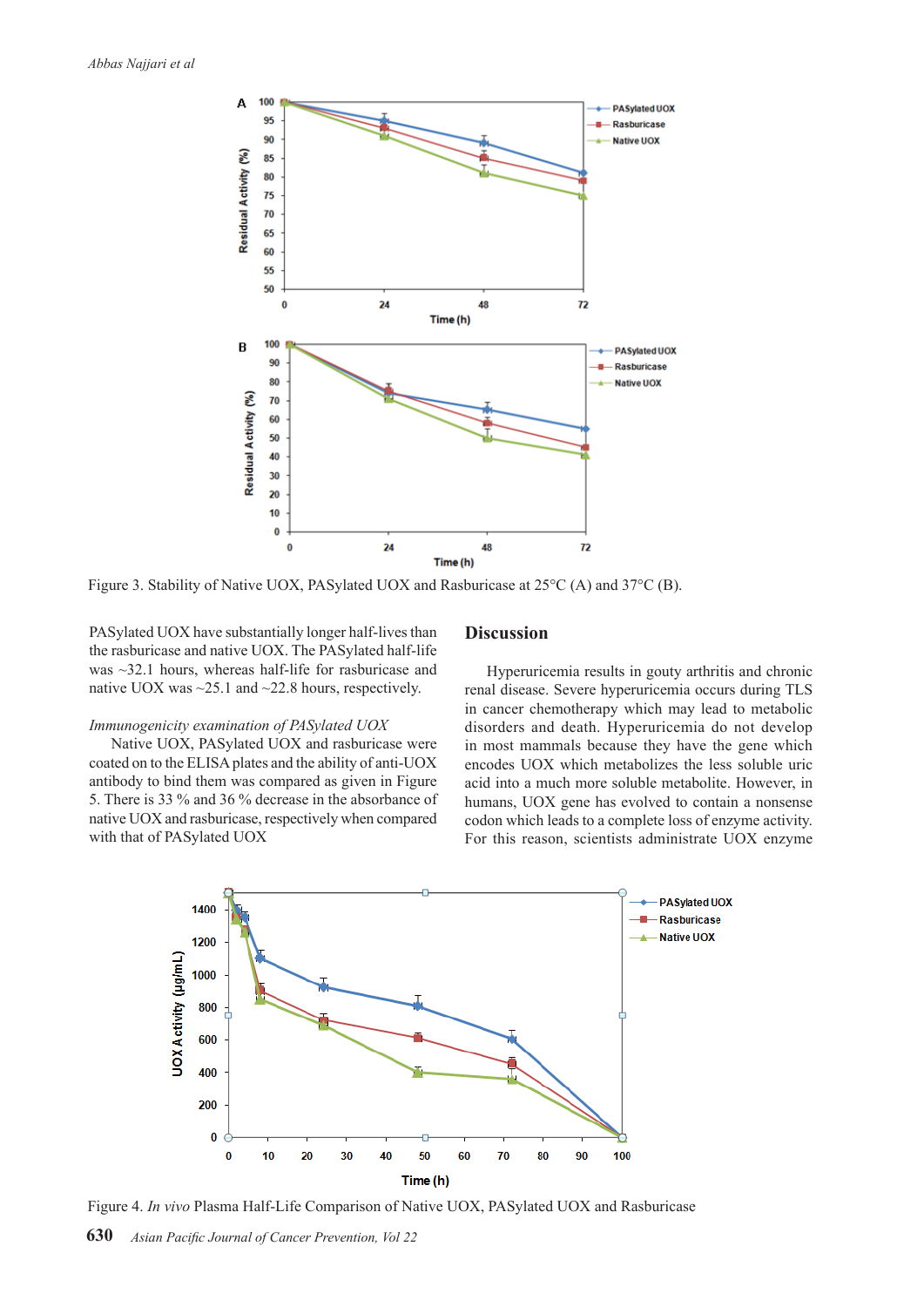Figure 3. Stability of Native UOX, PASylated UOX and Rasburicase at 25°C (A) and 37°C (B).

PASylated UOX have substantially longer half-lives than the rasburicase and native UOX. The PASylated half-life was ~32.1 hours, whereas half-life for rasburicase and native UOX was ~25.1 and ~22.8 hours, respectively.

*Immunogenicity examination of PASylated UOX*

Native UOX, PASylated UOX and rasburicase were coated on to the ELISA plates and the ability of anti-UOX antibody to bind them was compared as given in Figure 5. There is 33 % and 36 % decrease in the absorbance of native UOX and rasburicase, respectively when compared with that of PASylated UOX

## Discussion

Hyperuricemia results in gouty arthritis and chronic renal disease. Severe hyperuricemia occurs during TLS in cancer chemotherapy which may lead to metabolic disorders and death. Hyperuricemia do not develop in most mammals because they have the gene which encodes UOX which metabolizes the less soluble uric acid into a much more soluble metabolite. However, in humans, UOX gene has evolved to contain a nonsense codon which leads to a complete loss of enzyme activity. For this reason, scientists administrate UOX enzyme

Figure 4. *In vivo* Plasma Half-Life Comparison of Native UOX, PASylated UOX and Rasburicase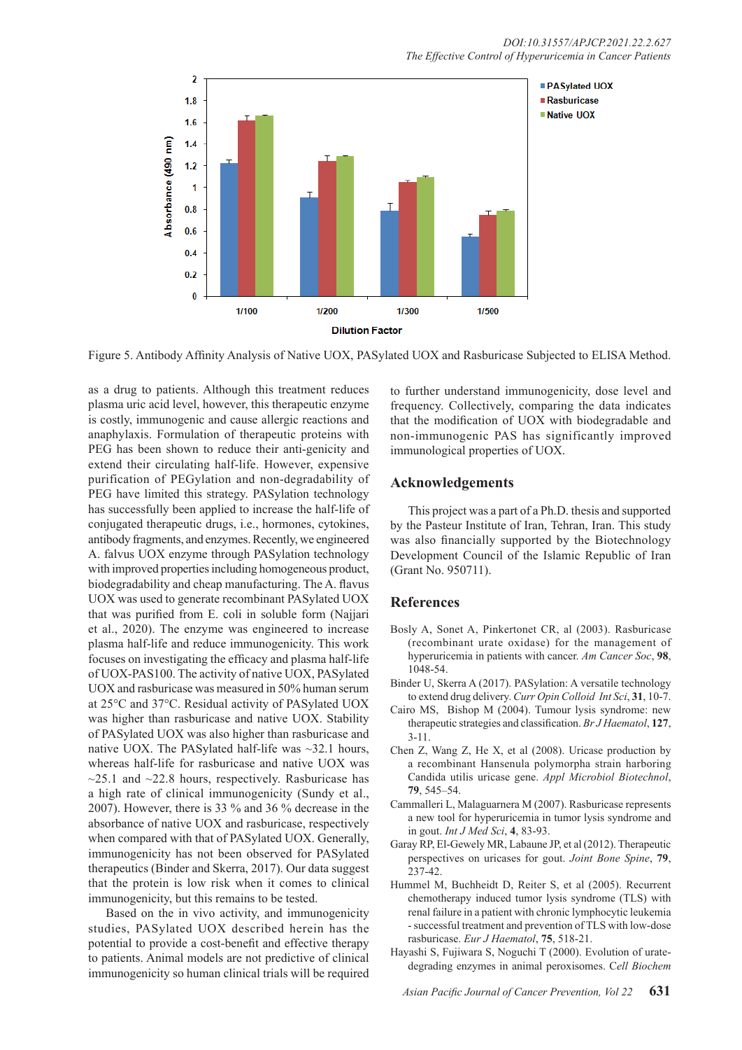Figure 5. Antibody Affinity Analysis of Native UOX, PASylated UOX and Rasburicase Subjected to ELISA Method.

as a drug to patients. Although this treatment reduces plasma uric acid level, however, this therapeutic enzyme is costly, immunogenic and cause allergic reactions and anaphylaxis. Formulation of therapeutic proteins with PEG has been shown to reduce their anti-genicity and extend their circulating half-life. However, expensive purification of PEGylation and non-degradability of PEG have limited this strategy. PASylation technology has successfully been applied to increase the half-life of conjugated therapeutic drugs, i.e., hormones, cytokines, antibody fragments, and enzymes. Recently, we engineered A. falvus UOX enzyme through PASylation technology with improved properties including homogeneous product, biodegradability and cheap manufacturing. The A. flavus UOX was used to generate recombinant PASylated UOX that was purified from E. coli in soluble form (Najjari et al., 2020). The enzyme was engineered to increase plasma half-life and reduce immunogenicity. This work focuses on investigating the efficacy and plasma half-life of UOX-PAS100. The activity of native UOX, PASylated UOX and rasburicase was measured in 50% human serum at 25°C and 37°C. Residual activity of PASylated UOX was higher than rasburicase and native UOX. Stability of PASylated UOX was also higher than rasburicase and native UOX. The PASylated half-life was ~32.1 hours, whereas half-life for rasburicase and native UOX was ~25.1 and ~22.8 hours, respectively. Rasburicase has a high rate of clinical immunogenicity (Sundy et al., 2007). However, there is 33 % and 36 % decrease in the absorbance of native UOX and rasburicase, respectively when compared with that of PASylated UOX. Generally, immunogenicity has not been observed for PASylated therapeutics (Binder and Skerra, 2017). Our data suggest that the protein is low risk when it comes to clinical immunogenicity, but this remains to be tested.

Based on the in vivo activity, and immunogenicity studies, PASylated UOX described herein has the potential to provide a cost-benefit and effective therapy to patients. Animal models are not predictive of clinical immunogenicity so human clinical trials will be required to further understand immunogenicity, dose level and frequency. Collectively, comparing the data indicates that the modification of UOX with biodegradable and non-immunogenic PAS has significantly improved immunological properties of UOX.

## Acknowledgements

This project was a part of a Ph.D. thesis and supported by the Pasteur Institute of Iran, Tehran, Iran. This study was also financially supported by the Biotechnology Development Council of the Islamic Republic of Iran (Grant No. 950711).

## References

Bosly A, Sonet A, Pinkertonet CR, al (2003). Rasburicase (recombinant urate oxidase) for the management of hyperuricemia in patients with cancer. *Am Cancer Soc*, **98**, 1048-54.

Binder U, Skerra A (2017). PASylation: A versatile technology to extend drug delivery. *Curr Opin Colloid Int Sci*, **31**, 10-7.

Cairo MS, Bishop M (2004). Tumour lysis syndrome: new therapeutic strategies and classification. *Br J Haematol*, **127**, 3-11.

Chen Z, Wang Z, He X, et al (2008). Uricase production by a recombinant Hansenula polymorpha strain harboring Candida utilis uricase gene. *Appl Microbiol Biotechnol*, **79**, 545–54.

Cammalleri L, Malaguarnera M (2007). Rasburicase represents a new tool for hyperuricemia in tumor lysis syndrome and in gout. *Int J Med Sci*, **4**, 83-93.

Garay RP, El-Gewely MR, Labaune JP, et al (2012). Therapeutic perspectives on uricases for gout. *Joint Bone Spine*, **79**, 237-42.

Hummel M, Buchheidt D, Reiter S, et al (2005). Recurrent chemotherapy induced tumor lysis syndrome (TLS) with renal failure in a patient with chronic lymphocytic leukemia - successful treatment and prevention of TLS with low-dose rasburicase. *Eur J Haematol*, **75**, 518-21.

Hayashi S, Fujiwara S, Noguchi T (2000). Evolution of urate-degrading enzymes in animal peroxisomes. *Cell Biochem*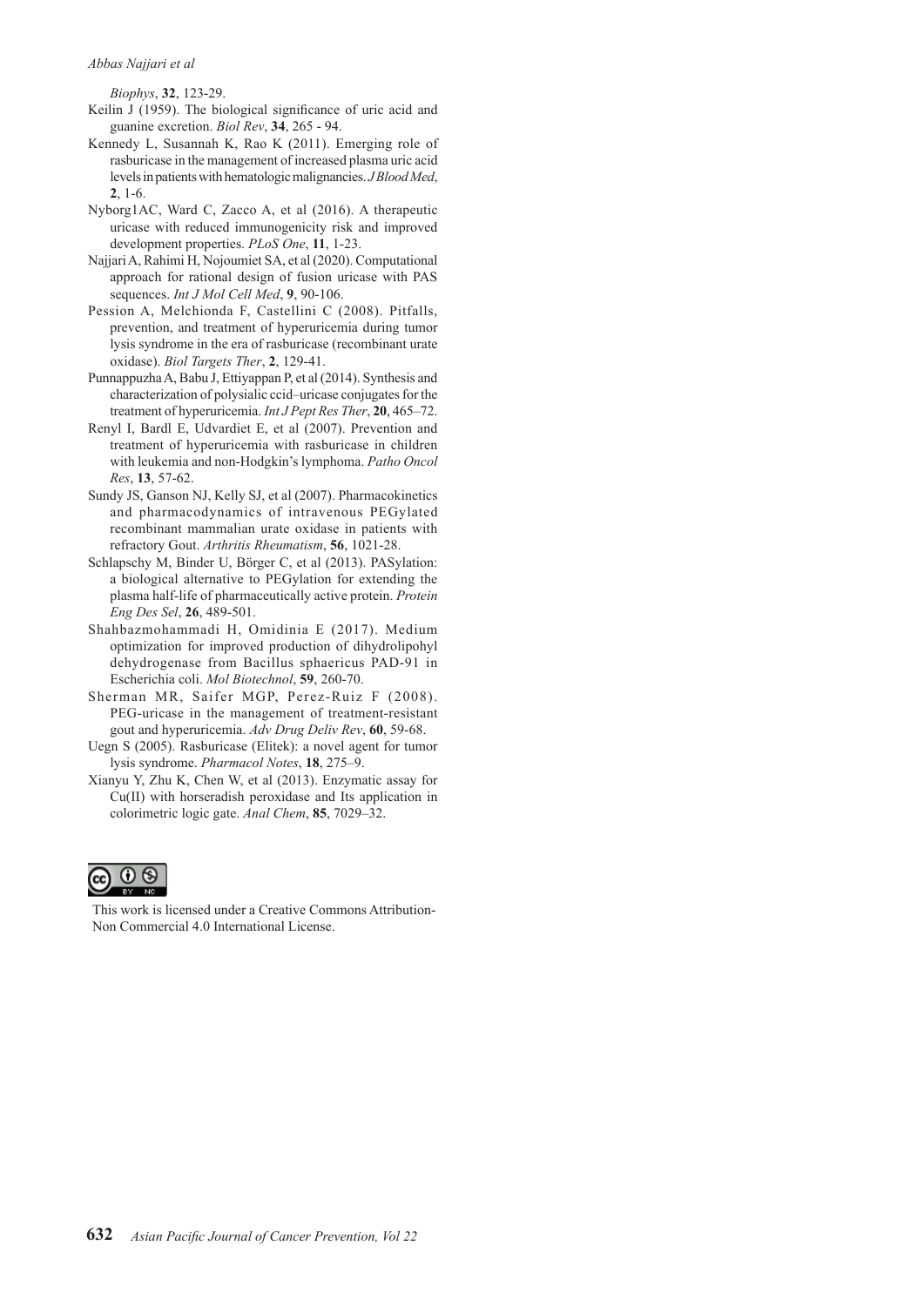*Biophys*, **32**, 123-29.

Keilin J (1959). The biological significance of uric acid and guanine excretion. *Biol Rev*, **34**, 265 - 94.

Kennedy L, Susannah K, Rao K (2011). Emerging role of rasburicase in the management of increased plasma uric acid levels in patients with hematologic malignancies. *J Blood Med*, **2**, 1-6.

Nyborg1AC, Ward C, Zacco A, et al (2016). A therapeutic uricase with reduced immunogenicity risk and improved development properties. *PLoS One*, **11**, 1-23.

Najjari A, Rahimi H, Nojoumiet SA, et al (2020). Computational approach for rational design of fusion uricase with PAS sequences. *Int J Mol Cell Med*, **9**, 90-106.

Pession A, Melchionda F, Castellini C (2008). Pitfalls, prevention, and treatment of hyperuricemia during tumor lysis syndrome in the era of rasburicase (recombinant urate oxidase). *Biol Targets Ther*, **2**, 129-41.

Punnappuzha A, Babu J, Ettiyappan P, et al (2014). Synthesis and characterization of polysialic ccid–uricase conjugates for the treatment of hyperuricemia. *Int J Pept Res Ther*, **20**, 465–72.

Renyl I, Bardl E, Udvardiet E, et al (2007). Prevention and treatment of hyperuricemia with rasburicase in children with leukemia and non-Hodgkin's lymphoma. *Patho Oncol Res*, **13**, 57-62.

Sundy JS, Ganson NJ, Kelly SJ, et al (2007). Pharmacokinetics and pharmacodynamics of intravenous PEGylated recombinant mammalian urate oxidase in patients with refractory Gout. *Arthritis Rheumatism*, **56**, 1021-28.

Schlapschy M, Binder U, Börger C, et al (2013). PASylation: a biological alternative to PEGylation for extending the plasma half-life of pharmaceutically active protein. *Protein Eng Des Sel*, **26**, 489-501.

Shahbazmohammadi H, Omidinia E (2017). Medium optimization for improved production of dihydrolipohyl dehydrogenase from Bacillus sphaericus PAD-91 in Escherichia coli. *Mol Biotechnol*, **59**, 260-70.

Sherman MR, Saifer MGP, Perez-Ruiz F (2008). PEG-uricase in the management of treatment-resistant gout and hyperuricemia. *Adv Drug Deliv Rev*, **60**, 59-68.

Uegn S (2005). Rasburicase (Elitek): a novel agent for tumor lysis syndrome. *Pharmacol Notes*, **18**, 275–9.

Xianyu Y, Zhu K, Chen W, et al (2013). Enzymatic assay for Cu(II) with horseradish peroxidase and Its application in colorimetric logic gate. *Anal Chem*, **85**, 7029–32.

This work is licensed under a Creative Commons Attribution-Non Commercial 4.0 International License.